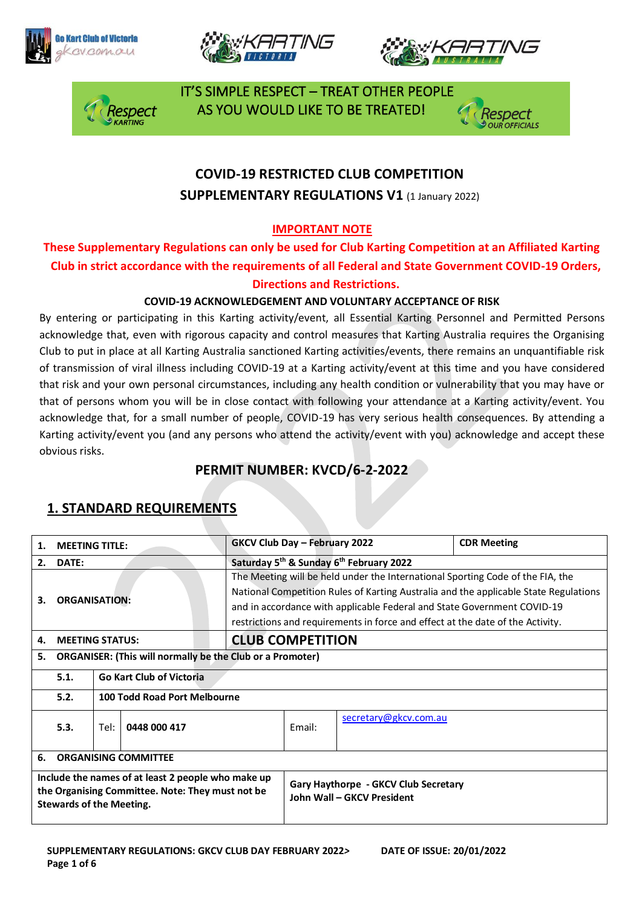IT'S SIMPLE RESPECT – TREAT OTHER PEOPLE AS YOU WOULD LIKE TO BE TREATED!

# COVID-19 RESTRICTED CLUB COMPETITION

## SUPPLEMENTARY REGULATIONS V1 (1 January 2022)

**IMPORTANT NOTE**

**These Supplementary Regulations can only be used for Club Karting Competition at an Affiliated Karting Club in strict accordance with the requirements of all Federal and State Government COVID-19 Orders, Directions and Restrictions.**

**COVID-19 ACKNOWLEDGEMENT AND VOLUNTARY ACCEPTANCE OF RISK**

By entering or participating in this Karting activity/event, all Essential Karting Personnel and Permitted Persons acknowledge that, even with rigorous capacity and control measures that Karting Australia requires the Organising Club to put in place at all Karting Australia sanctioned Karting activities/events, there remains an unquantifiable risk of transmission of viral illness including COVID-19 at a Karting activity/event at this time and you have considered that risk and your own personal circumstances, including any health condition or vulnerability that you may have or that of persons whom you will be in close contact with following your attendance at a Karting activity/event. You acknowledge that, for a small number of people, COVID-19 has very serious health consequences. By attending a Karting activity/event you (and any persons who attend the activity/event with you) acknowledge and accept these obvious risks.

## PERMIT NUMBER: KVCD/6-2-2022

## 1. STANDARD REQUIREMENTS

| | | | | | |
|---|---|---|---|---|---|
| 1. | **MEETING TITLE:** | | **GKCV Club Day – February 2022** | | **CDR Meeting** |
| 2. | **DATE:** | | **Saturday 5th & Sunday 6th February 2022** | | |
| 3. | **ORGANISATION:** | | The Meeting will be held under the International Sporting Code of the FIA, the National Competition Rules of Karting Australia and the applicable State Regulations and in accordance with applicable Federal and State Government COVID-19 restrictions and requirements in force and effect at the date of the Activity. | | |
| 4. | **MEETING STATUS:** | | **CLUB COMPETITION** | | |
| 5. | **ORGANISER: (This will normally be the Club or a Promoter)** | | | | |
| | 5.1. | **Go Kart Club of Victoria** | | | |
| | 5.2. | **100 Todd Road Port Melbourne** | | | |
| | 5.3. | Tel: **0448 000 417** | Email: | secretary@gkcv.com.au | |
| 6. | **ORGANISING COMMITTEE** | | | | |
| **Include the names of at least 2 people who make up the Organising Committee. Note: They must not be Stewards of the Meeting.** | | | **Gary Haythorpe - GKCV Club Secretary**<br>**John Wall – GKCV President** | | |

SUPPLEMENTARY REGULATIONS: GKCV CLUB DAY FEBRUARY 2022> DATE OF ISSUE: 20/01/2022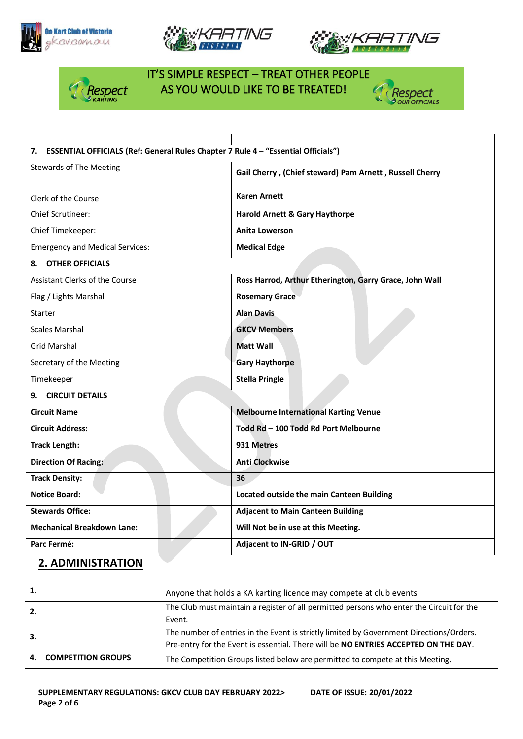IT'S SIMPLE RESPECT – TREAT OTHER PEOPLE AS YOU WOULD LIKE TO BE TREATED!

| | |
|---|---|
| **7. ESSENTIAL OFFICIALS (Ref: General Rules Chapter 7 Rule 4 – "Essential Officials")** | |
| Stewards of The Meeting | **Gail Cherry , (Chief steward) Pam Arnett , Russell Cherry** |
| Clerk of the Course | **Karen Arnett** |
| Chief Scrutineer: | **Harold Arnett & Gary Haythorpe** |
| Chief Timekeeper: | **Anita Lowerson** |
| Emergency and Medical Services: | **Medical Edge** |
| **8. OTHER OFFICIALS** | |
| Assistant Clerks of the Course | **Ross Harrod, Arthur Etherington, Garry Grace, John Wall** |
| Flag / Lights Marshal | **Rosemary Grace** |
| Starter | **Alan Davis** |
| Scales Marshal | **GKCV Members** |
| Grid Marshal | **Matt Wall** |
| Secretary of the Meeting | **Gary Haythorpe** |
| Timekeeper | **Stella Pringle** |
| **9. CIRCUIT DETAILS** | |
| **Circuit Name** | **Melbourne International Karting Venue** |
| **Circuit Address:** | **Todd Rd – 100 Todd Rd Port Melbourne** |
| **Track Length:** | **931 Metres** |
| **Direction Of Racing:** | **Anti Clockwise** |
| **Track Density:** | **36** |
| **Notice Board:** | **Located outside the main Canteen Building** |
| **Stewards Office:** | **Adjacent to Main Canteen Building** |
| **Mechanical Breakdown Lane:** | **Will Not be in use at this Meeting.** |
| **Parc Fermé:** | **Adjacent to IN-GRID / OUT** |

## 2. ADMINISTRATION

| | |
|---|---|
| **1.** | Anyone that holds a KA karting licence may compete at club events |
| **2.** | The Club must maintain a register of all permitted persons who enter the Circuit for the Event. |
| **3.** | The number of entries in the Event is strictly limited by Government Directions/Orders. Pre-entry for the Event is essential. There will be **NO ENTRIES ACCEPTED ON THE DAY**. |
| **4. COMPETITION GROUPS** | The Competition Groups listed below are permitted to compete at this Meeting. |

**SUPPLEMENTARY REGULATIONS: GKCV CLUB DAY FEBRUARY 2022> DATE OF ISSUE: 20/01/2022**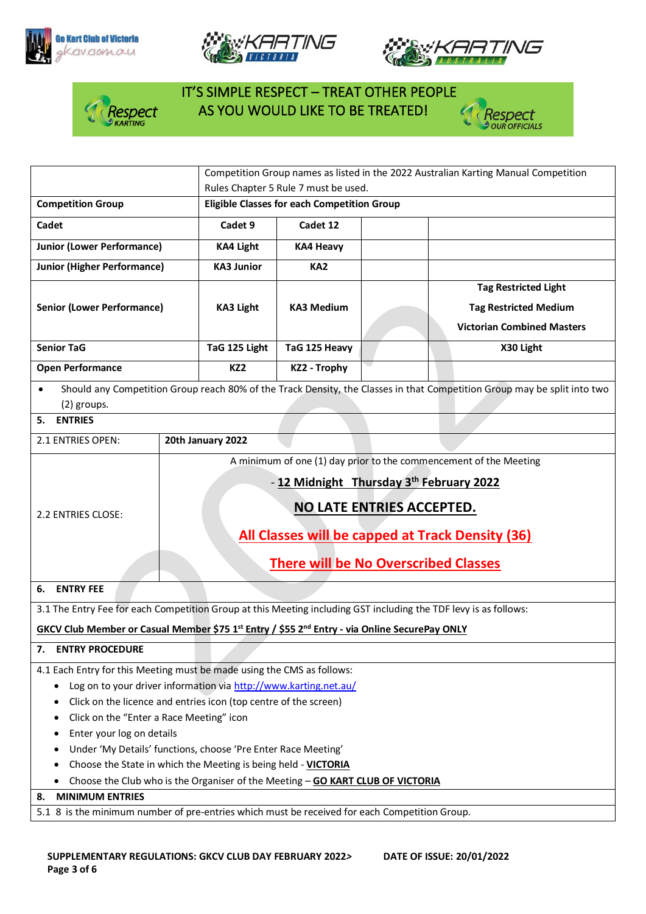IT'S SIMPLE RESPECT – TREAT OTHER PEOPLE AS YOU WOULD LIKE TO BE TREATED!

| | Competition Group names as listed in the 2022 Australian Karting Manual Competition Rules Chapter 5 Rule 7 must be used. | | | |
|---|---|---|---|---|
| **Competition Group** | **Eligible Classes for each Competition Group** | | | |
| **Cadet** | **Cadet 9** | **Cadet 12** | | |
| **Junior (Lower Performance)** | **KA4 Light** | **KA4 Heavy** | | |
| **Junior (Higher Performance)** | **KA3 Junior** | **KA2** | | |
| **Senior (Lower Performance)** | **KA3 Light** | **KA3 Medium** | | **Tag Restricted Light** **Tag Restricted Medium** **Victorian Combined Masters** |
| **Senior TaG** | **TaG 125 Light** | **TaG 125 Heavy** | | **X30 Light** |
| **Open Performance** | **KZ2** | **KZ2 - Trophy** | | |

- Should any Competition Group reach 80% of the Track Density, the Classes in that Competition Group may be split into two (2) groups.

## 5. ENTRIES

| | |
|---|---|
| 2.1 ENTRIES OPEN: | **20th January 2022** |
| 2.2 ENTRIES CLOSE: | A minimum of one (1) day prior to the commencement of the Meeting<br>**- 12 Midnight Thursday 3th February 2022**<br>**NO LATE ENTRIES ACCEPTED.**<br>**All Classes will be capped at Track Density (36)**<br>**There will be No Overscribed Classes** |

## 6. ENTRY FEE

3.1 The Entry Fee for each Competition Group at this Meeting including GST including the TDF levy is as follows:

**GKCV Club Member or Casual Member $75 1st Entry / $55 2nd Entry - via Online SecurePay ONLY**

## 7. ENTRY PROCEDURE

4.1 Each Entry for this Meeting must be made using the CMS as follows:

- Log on to your driver information via http://www.karting.net.au/
- Click on the licence and entries icon (top centre of the screen)
- Click on the "Enter a Race Meeting" icon
- Enter your log on details
- Under 'My Details' functions, choose 'Pre Enter Race Meeting'
- Choose the State in which the Meeting is being held - **VICTORIA**
- Choose the Club who is the Organiser of the Meeting – **GO KART CLUB OF VICTORIA**

## 8. MINIMUM ENTRIES

5.1 8 is the minimum number of pre-entries which must be received for each Competition Group.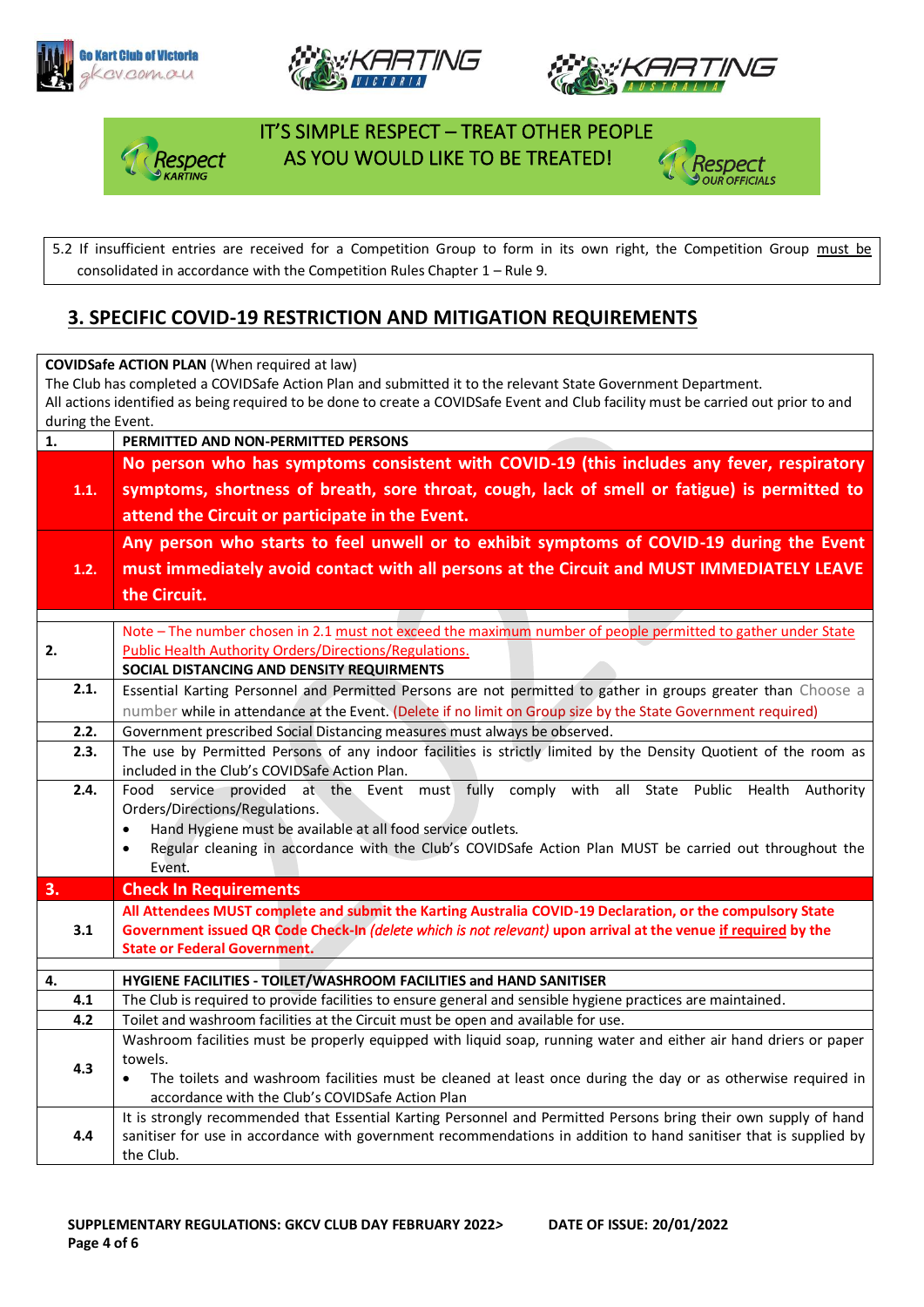IT'S SIMPLE RESPECT – TREAT OTHER PEOPLE AS YOU WOULD LIKE TO BE TREATED!

5.2 If insufficient entries are received for a Competition Group to form in its own right, the Competition Group must be consolidated in accordance with the Competition Rules Chapter 1 – Rule 9.

## 3. SPECIFIC COVID-19 RESTRICTION AND MITIGATION REQUIREMENTS

**COVIDSafe ACTION PLAN** (When required at law)
The Club has completed a COVIDSafe Action Plan and submitted it to the relevant State Government Department.
All actions identified as being required to be done to create a COVIDSafe Event and Club facility must be carried out prior to and during the Event.

| | |
|---|---|
| **1.** | **PERMITTED AND NON-PERMITTED PERSONS** |
| **1.1.** | **No person who has symptoms consistent with COVID-19 (this includes any fever, respiratory symptoms, shortness of breath, sore throat, cough, lack of smell or fatigue) is permitted to attend the Circuit or participate in the Event.** |
| **1.2.** | **Any person who starts to feel unwell or to exhibit symptoms of COVID-19 during the Event must immediately avoid contact with all persons at the Circuit and MUST IMMEDIATELY LEAVE the Circuit.** |
| **2.** | Note – The number chosen in 2.1 must not exceed the maximum number of people permitted to gather under State Public Health Authority Orders/Directions/Regulations.<br>**SOCIAL DISTANCING AND DENSITY REQUIRMENTS** |
| **2.1.** | Essential Karting Personnel and Permitted Persons are not permitted to gather in groups greater than Choose a number while in attendance at the Event. (Delete if no limit on Group size by the State Government required) |
| **2.2.** | Government prescribed Social Distancing measures must always be observed. |
| **2.3.** | The use by Permitted Persons of any indoor facilities is strictly limited by the Density Quotient of the room as included in the Club's COVIDSafe Action Plan. |
| **2.4.** | Food service provided at the Event must fully comply with all State Public Health Authority Orders/Directions/Regulations.<br>• Hand Hygiene must be available at all food service outlets.<br>• Regular cleaning in accordance with the Club's COVIDSafe Action Plan MUST be carried out throughout the Event. |
| **3.** | **Check In Requirements** |
| **3.1** | **All Attendees MUST complete and submit the Karting Australia COVID-19 Declaration, or the compulsory State Government issued QR Code Check-In *(delete which is not relevant)* upon arrival at the venue if required by the State or Federal Government.** |
| **4.** | **HYGIENE FACILITIES - TOILET/WASHROOM FACILITIES and HAND SANITISER** |
| **4.1** | The Club is required to provide facilities to ensure general and sensible hygiene practices are maintained. |
| **4.2** | Toilet and washroom facilities at the Circuit must be open and available for use. |
| **4.3** | Washroom facilities must be properly equipped with liquid soap, running water and either air hand driers or paper towels.<br>• The toilets and washroom facilities must be cleaned at least once during the day or as otherwise required in accordance with the Club's COVIDSafe Action Plan |
| **4.4** | It is strongly recommended that Essential Karting Personnel and Permitted Persons bring their own supply of hand sanitiser for use in accordance with government recommendations in addition to hand sanitiser that is supplied by the Club. |

**SUPPLEMENTARY REGULATIONS: GKCV CLUB DAY FEBRUARY 2022> DATE OF ISSUE: 20/01/2022**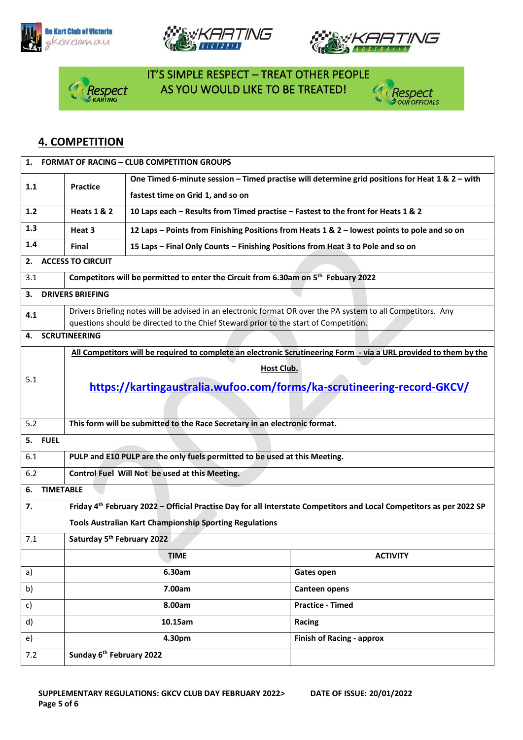IT'S SIMPLE RESPECT – TREAT OTHER PEOPLE AS YOU WOULD LIKE TO BE TREATED!

## 4. COMPETITION

| 1. | FORMAT OF RACING – CLUB COMPETITION GROUPS | |
|---|---|---|
| 1.1 | Practice | One Timed 6-minute session – Timed practise will determine grid positions for Heat 1 & 2 – with fastest time on Grid 1, and so on |
| 1.2 | Heats 1 & 2 | 10 Laps each – Results from Timed practise – Fastest to the front for Heats 1 & 2 |
| 1.3 | Heat 3 | 12 Laps – Points from Finishing Positions from Heats 1 & 2 – lowest points to pole and so on |
| 1.4 | Final | 15 Laps – Final Only Counts – Finishing Positions from Heat 3 to Pole and so on |

| 2. | ACCESS TO CIRCUIT |
|---|---|
| 3.1 | Competitors will be permitted to enter the Circuit from 6.30am on 5th Febuary 2022 |
| **3.** | **DRIVERS BRIEFING** |
| 4.1 | Drivers Briefing notes will be advised in an electronic format OR over the PA system to all Competitors. Any questions should be directed to the Chief Steward prior to the start of Competition. |
| **4.** | **SCRUTINEERING** |
| 5.1 | All Competitors will be required to complete an electronic Scrutineering Form - via a URL provided to them by the Host Club. https://kartingaustralia.wufoo.com/forms/ka-scrutineering-record-GKCV/ |
| 5.2 | This form will be submitted to the Race Secretary in an electronic format. |
| **5.** | **FUEL** |
| 6.1 | PULP and E10 PULP are the only fuels permitted to be used at this Meeting. |
| 6.2 | Control Fuel Will Not be used at this Meeting. |
| **6.** | **TIMETABLE** |
| 7. | Friday 4th February 2022 – Official Practise Day for all Interstate Competitors and Local Competitors as per 2022 SP Tools Australian Kart Championship Sporting Regulations |
| 7.1 | Saturday 5th February 2022 |

| | TIME | ACTIVITY |
|---|---|---|
| a) | 6.30am | Gates open |
| b) | 7.00am | Canteen opens |
| c) | 8.00am | Practice - Timed |
| d) | 10.15am | Racing |
| e) | 4.30pm | Finish of Racing - approx |
| 7.2 | Sunday 6th February 2022 | |

SUPPLEMENTARY REGULATIONS: GKCV CLUB DAY FEBRUARY 2022> DATE OF ISSUE: 20/01/2022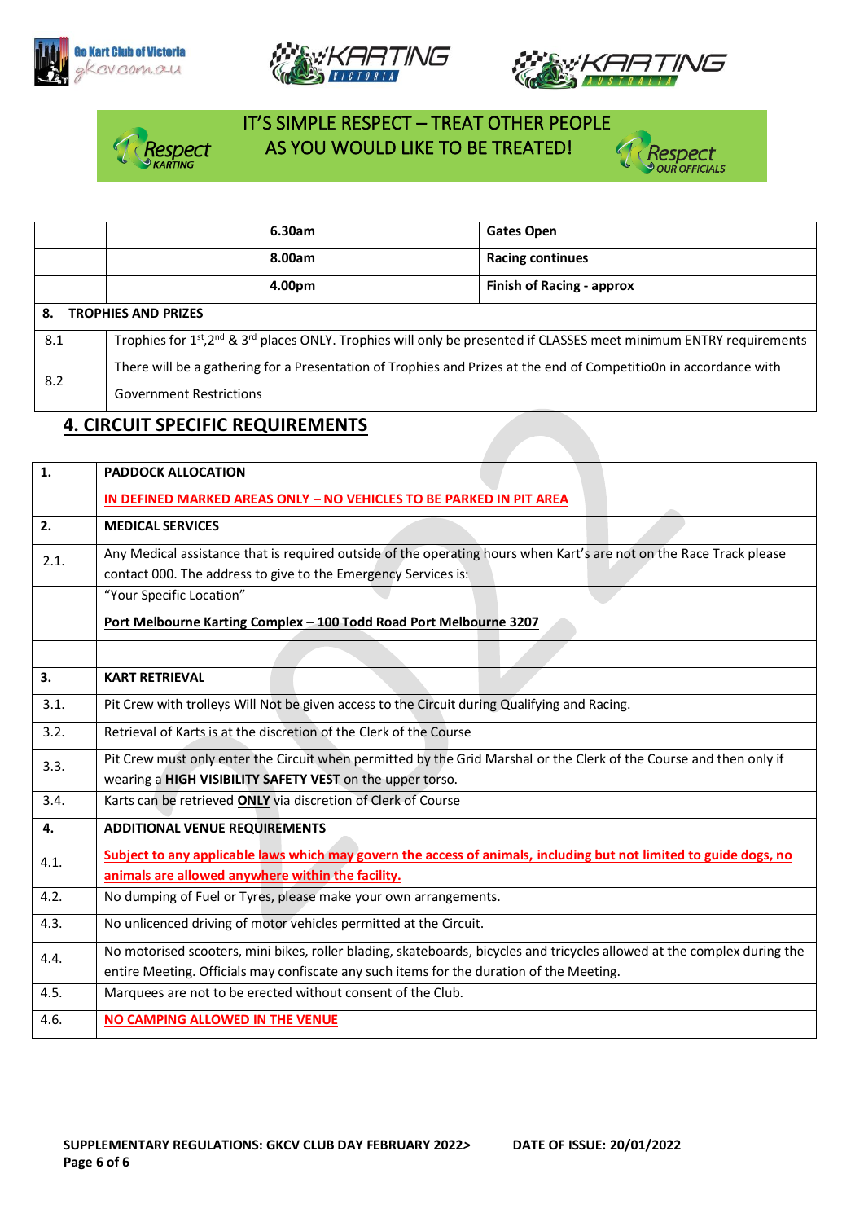IT'S SIMPLE RESPECT – TREAT OTHER PEOPLE AS YOU WOULD LIKE TO BE TREATED!

| | | |
|---|---|---|
| | 6.30am | **Gates Open** |
| | 8.00am | **Racing continues** |
| | 4.00pm | **Finish of Racing - approx** |
| **8.** | **TROPHIES AND PRIZES** | |
| 8.1 | Trophies for 1st,2nd & 3rd places ONLY. Trophies will only be presented if CLASSES meet minimum ENTRY requirements | |
| 8.2 | There will be a gathering for a Presentation of Trophies and Prizes at the end of Competitio0n in accordance with Government Restrictions | |

## 4. CIRCUIT SPECIFIC REQUIREMENTS

| | |
|---|---|
| **1.** | **PADDOCK ALLOCATION** |
| | **IN DEFINED MARKED AREAS ONLY – NO VEHICLES TO BE PARKED IN PIT AREA** |
| **2.** | **MEDICAL SERVICES** |
| 2.1. | Any Medical assistance that is required outside of the operating hours when Kart's are not on the Race Track please contact 000. The address to give to the Emergency Services is: |
| | "Your Specific Location" |
| | **Port Melbourne Karting Complex – 100 Todd Road Port Melbourne 3207** |
| | |
| **3.** | **KART RETRIEVAL** |
| 3.1. | Pit Crew with trolleys Will Not be given access to the Circuit during Qualifying and Racing. |
| 3.2. | Retrieval of Karts is at the discretion of the Clerk of the Course |
| 3.3. | Pit Crew must only enter the Circuit when permitted by the Grid Marshal or the Clerk of the Course and then only if wearing a **HIGH VISIBILITY SAFETY VEST** on the upper torso. |
| 3.4. | Karts can be retrieved **ONLY** via discretion of Clerk of Course |
| **4.** | **ADDITIONAL VENUE REQUIREMENTS** |
| 4.1. | **Subject to any applicable laws which may govern the access of animals, including but not limited to guide dogs, no animals are allowed anywhere within the facility.** |
| 4.2. | No dumping of Fuel or Tyres, please make your own arrangements. |
| 4.3. | No unlicenced driving of motor vehicles permitted at the Circuit. |
| 4.4. | No motorised scooters, mini bikes, roller blading, skateboards, bicycles and tricycles allowed at the complex during the entire Meeting. Officials may confiscate any such items for the duration of the Meeting. |
| 4.5. | Marquees are not to be erected without consent of the Club. |
| 4.6. | **NO CAMPING ALLOWED IN THE VENUE** |